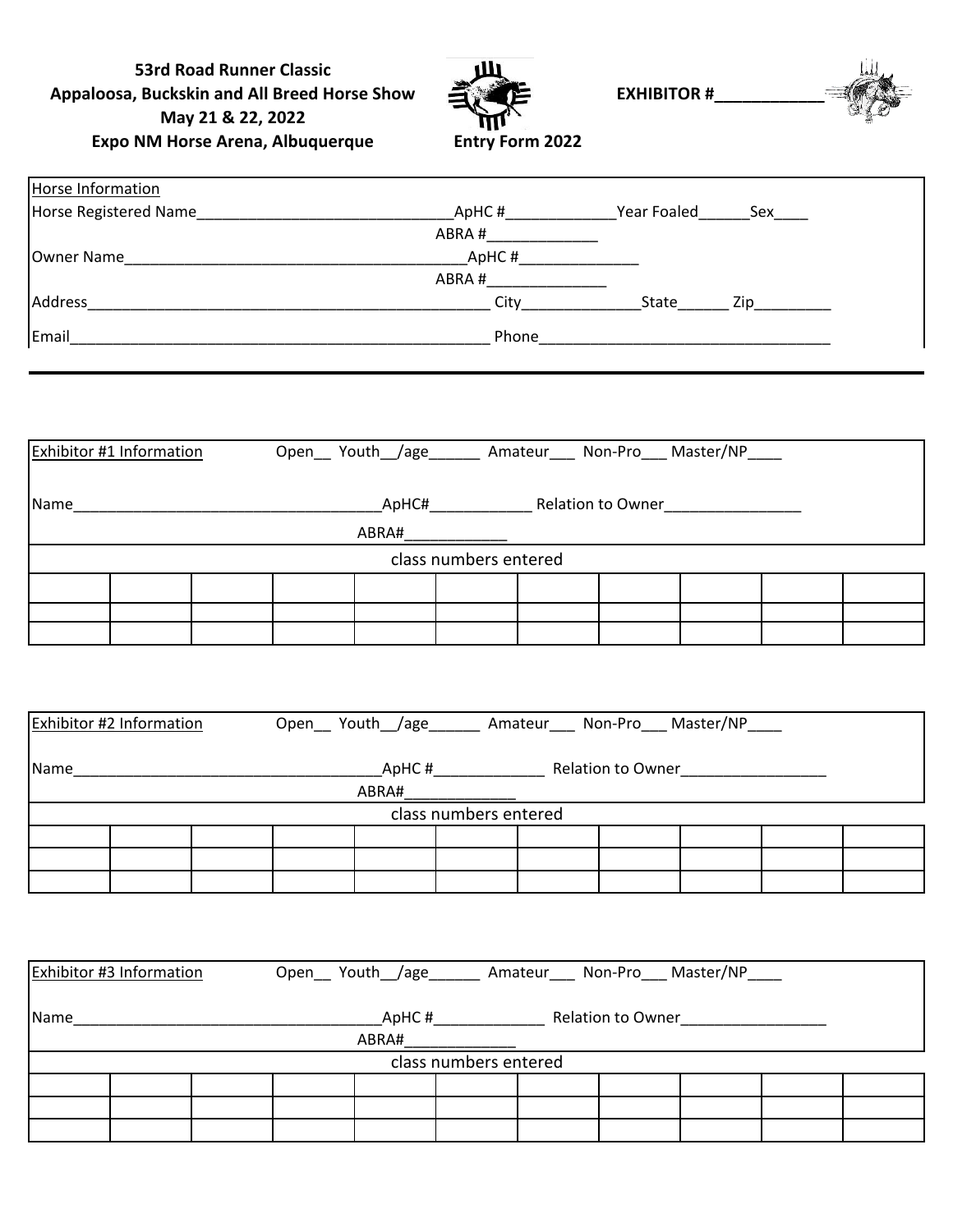**53rd Road Runner Classic**
**Appaloosa, Buckskin and All Breed Horse Show**
**May 21 & 22, 2022**
**Expo NM Horse Arena, Albuquerque**

**Entry Form 2022**

**EXHIBITOR #____________**

Horse Information

Horse Registered Name_______________________________ApHC #_____________Year Foaled______Sex____

ABRA #_____________

Owner Name_________________________________________ApHC #______________

ABRA #______________

Address__________________________________________________ City_____________State______ Zip_________

Email____________________________________________________ Phone___________________________________

---

Exhibitor #1 Information Open__ Youth__/age______ Amateur___ Non-Pro___ Master/NP____

Name_____________________________________ApHC#____________ Relation to Owner________________

ABRA#____________

class numbers entered

| | | | | | | | | | | |
|---|---|---|---|---|---|---|---|---|---|---|
| | | | | | | | | | | |
| | | | | | | | | | | |
| | | | | | | | | | | |

Exhibitor #2 Information Open__ Youth__/age______ Amateur___ Non-Pro___ Master/NP____

Name_____________________________________ApHC #_____________ Relation to Owner_________________

ABRA#_____________

class numbers entered

| | | | | | | | | | | |
|---|---|---|---|---|---|---|---|---|---|---|
| | | | | | | | | | | |
| | | | | | | | | | | |
| | | | | | | | | | | |

Exhibitor #3 Information Open__ Youth__/age______ Amateur___ Non-Pro___ Master/NP____

Name_____________________________________ApHC #_____________ Relation to Owner_________________

ABRA#_____________

class numbers entered

| | | | | | | | | | | |
|---|---|---|---|---|---|---|---|---|---|---|
| | | | | | | | | | | |
| | | | | | | | | | | |
| | | | | | | | | | | |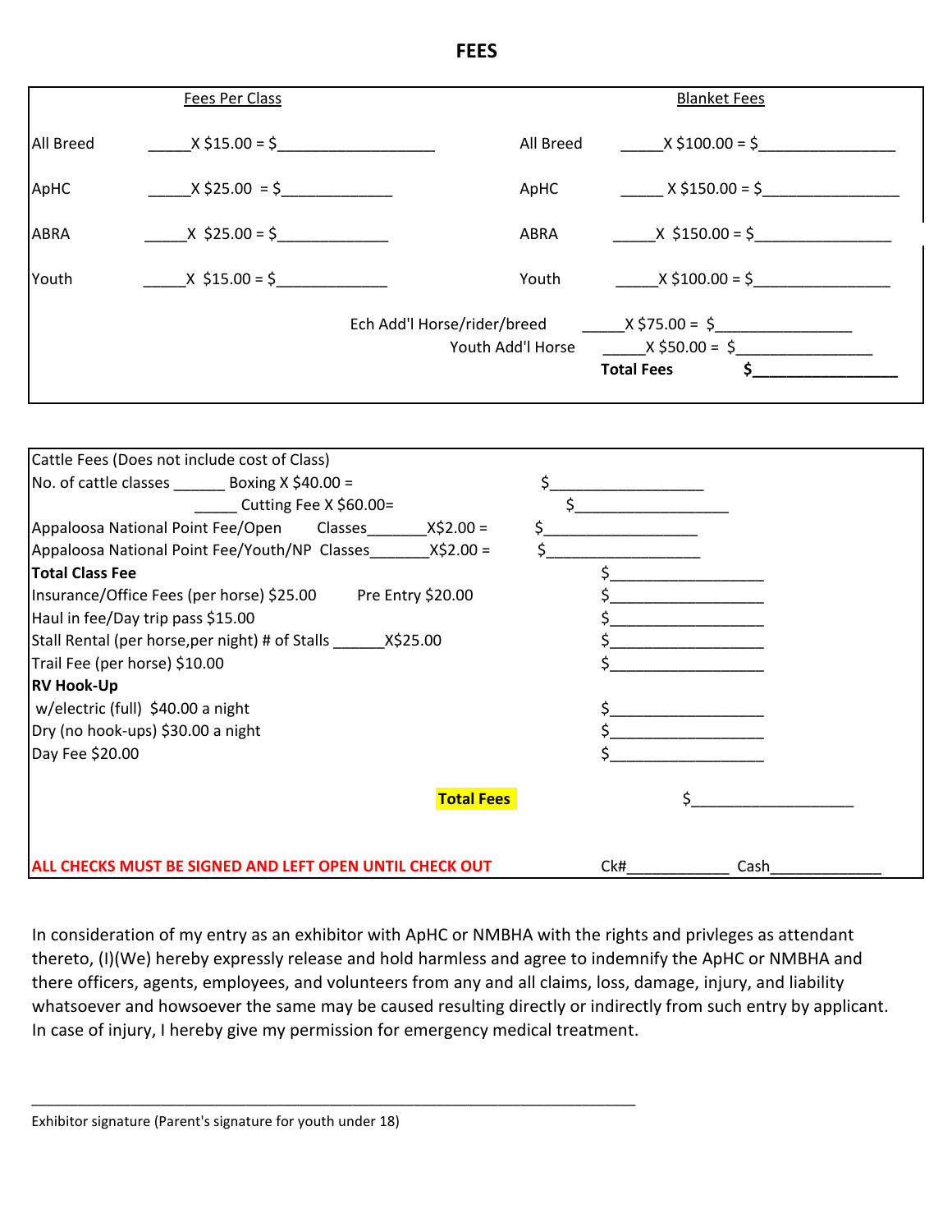# FEES

| Fees Per Class | | Blanket Fees | |
|---|---|---|---|
| All Breed | _____X $15.00 = $__________________ | All Breed | _____X $100.00 = $________________ |
| ApHC | _____X $25.00 = $_____________ | ApHC | _____ X $150.00 = $________________ |
| ABRA | _____X $25.00 = $_____________ | ABRA | _____X $150.00 = $________________ |
| Youth | _____X $15.00 = $_____________ | Youth | _____X $100.00 = $________________ |

Ech Add'l Horse/rider/breed _____X $75.00 = $________________

Youth Add'l Horse _____X $50.00 = $________________

**Total Fees** **$________________**

| | | |
|---|---|---|
| Cattle Fees (Does not include cost of Class) | | |
| No. of cattle classes ______ Boxing X $40.00 = | $__________________ | |
| _____ Cutting Fee X $60.00= | $__________________ | |
| Appaloosa National Point Fee/Open Classes_______X$2.00 = | $__________________ | |
| Appaloosa National Point Fee/Youth/NP Classes_______X$2.00 = | $__________________ | |
| **Total Class Fee** | | $__________________ |
| Insurance/Office Fees (per horse) $25.00 Pre Entry $20.00 | | $__________________ |
| Haul in fee/Day trip pass $15.00 | | $__________________ |
| Stall Rental (per horse,per night) # of Stalls ______X$25.00 | | $__________________ |
| Trail Fee (per horse) $10.00 | | $__________________ |
| **RV Hook-Up** | | |
| w/electric (full) $40.00 a night | | $__________________ |
| Dry (no hook-ups) $30.00 a night | | $__________________ |
| Day Fee $20.00 | | $__________________ |
| **Total Fees** | | $___________________ |
| **ALL CHECKS MUST BE SIGNED AND LEFT OPEN UNTIL CHECK OUT** | Ck#____________ | Cash_____________ |

In consideration of my entry as an exhibitor with ApHC or NMBHA with the rights and privleges as attendant thereto, (I)(We) hereby expressly release and hold harmless and agree to indemnify the ApHC or NMBHA and there officers, agents, employees, and volunteers from any and all claims, loss, damage, injury, and liability whatsoever and howsoever the same may be caused resulting directly or indirectly from such entry by applicant. In case of injury, I hereby give my permission for emergency medical treatment.

___________________________________________________________________________

Exhibitor signature (Parent's signature for youth under 18)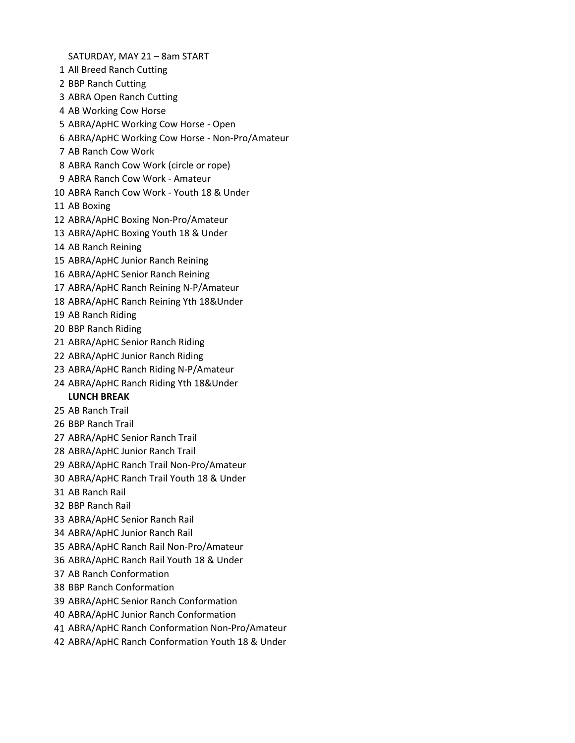SATURDAY, MAY 21 – 8am START

1 All Breed Ranch Cutting
2 BBP Ranch Cutting
3 ABRA Open Ranch Cutting
4 AB Working Cow Horse
5 ABRA/ApHC Working Cow Horse - Open
6 ABRA/ApHC Working Cow Horse - Non-Pro/Amateur
7 AB Ranch Cow Work
8 ABRA Ranch Cow Work (circle or rope)
9 ABRA Ranch Cow Work - Amateur
10 ABRA Ranch Cow Work - Youth 18 & Under
11 AB Boxing
12 ABRA/ApHC Boxing Non-Pro/Amateur
13 ABRA/ApHC Boxing Youth 18 & Under
14 AB Ranch Reining
15 ABRA/ApHC Junior Ranch Reining
16 ABRA/ApHC Senior Ranch Reining
17 ABRA/ApHC Ranch Reining N-P/Amateur
18 ABRA/ApHC Ranch Reining Yth 18&Under
19 AB Ranch Riding
20 BBP Ranch Riding
21 ABRA/ApHC Senior Ranch Riding
22 ABRA/ApHC Junior Ranch Riding
23 ABRA/ApHC Ranch Riding N-P/Amateur
24 ABRA/ApHC Ranch Riding Yth 18&Under

**LUNCH BREAK**

25 AB Ranch Trail
26 BBP Ranch Trail
27 ABRA/ApHC Senior Ranch Trail
28 ABRA/ApHC Junior Ranch Trail
29 ABRA/ApHC Ranch Trail Non-Pro/Amateur
30 ABRA/ApHC Ranch Trail Youth 18 & Under
31 AB Ranch Rail
32 BBP Ranch Rail
33 ABRA/ApHC Senior Ranch Rail
34 ABRA/ApHC Junior Ranch Rail
35 ABRA/ApHC Ranch Rail Non-Pro/Amateur
36 ABRA/ApHC Ranch Rail Youth 18 & Under
37 AB Ranch Conformation
38 BBP Ranch Conformation
39 ABRA/ApHC Senior Ranch Conformation
40 ABRA/ApHC Junior Ranch Conformation
41 ABRA/ApHC Ranch Conformation Non-Pro/Amateur
42 ABRA/ApHC Ranch Conformation Youth 18 & Under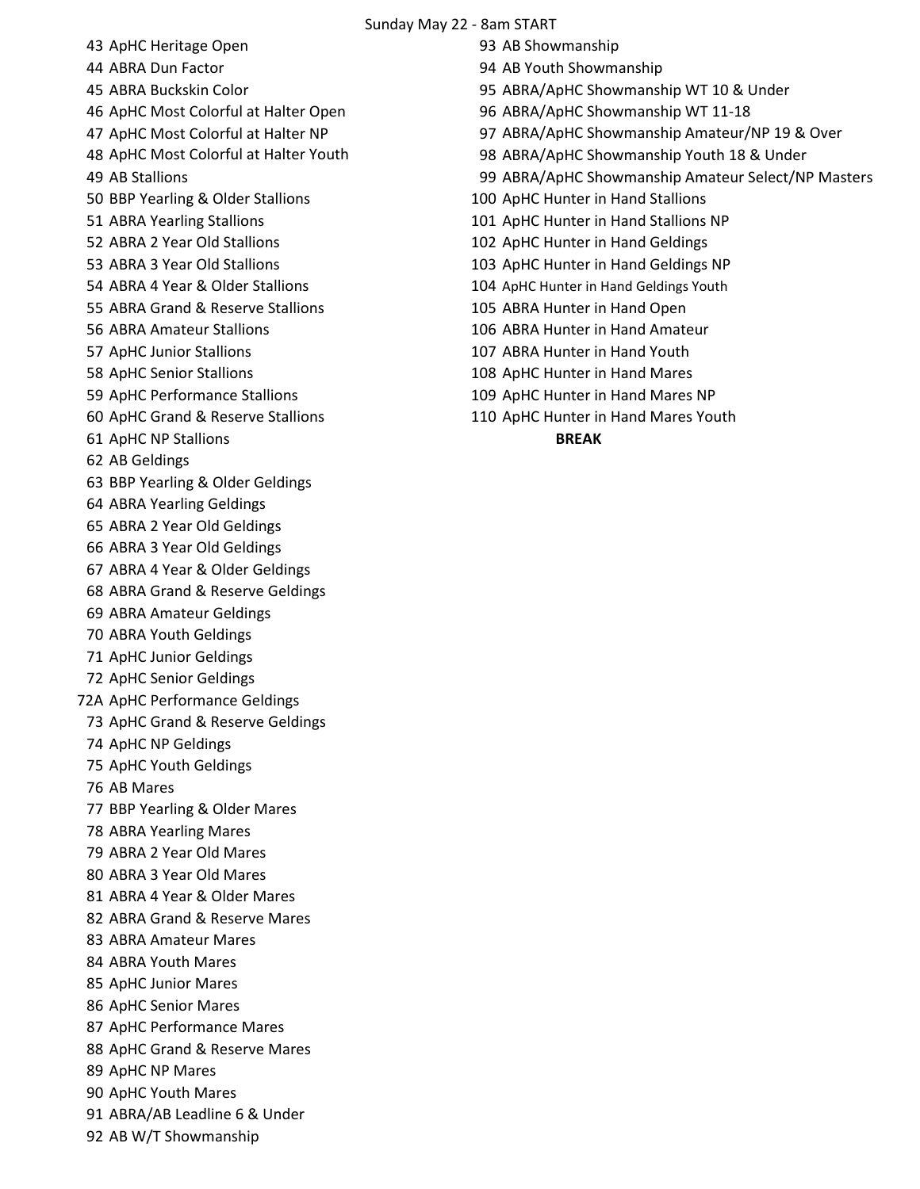Sunday May 22 - 8am START

43 ApHC Heritage Open
44 ABRA Dun Factor
45 ABRA Buckskin Color
46 ApHC Most Colorful at Halter Open
47 ApHC Most Colorful at Halter NP
48 ApHC Most Colorful at Halter Youth
49 AB Stallions
50 BBP Yearling & Older Stallions
51 ABRA Yearling Stallions
52 ABRA 2 Year Old Stallions
53 ABRA 3 Year Old Stallions
54 ABRA 4 Year & Older Stallions
55 ABRA Grand & Reserve Stallions
56 ABRA Amateur Stallions
57 ApHC Junior Stallions
58 ApHC Senior Stallions
59 ApHC Performance Stallions
60 ApHC Grand & Reserve Stallions
61 ApHC NP Stallions
62 AB Geldings
63 BBP Yearling & Older Geldings
64 ABRA Yearling Geldings
65 ABRA 2 Year Old Geldings
66 ABRA 3 Year Old Geldings
67 ABRA 4 Year & Older Geldings
68 ABRA Grand & Reserve Geldings
69 ABRA Amateur Geldings
70 ABRA Youth Geldings
71 ApHC Junior Geldings
72 ApHC Senior Geldings
72A ApHC Performance Geldings
73 ApHC Grand & Reserve Geldings
74 ApHC NP Geldings
75 ApHC Youth Geldings
76 AB Mares
77 BBP Yearling & Older Mares
78 ABRA Yearling Mares
79 ABRA 2 Year Old Mares
80 ABRA 3 Year Old Mares
81 ABRA 4 Year & Older Mares
82 ABRA Grand & Reserve Mares
83 ABRA Amateur Mares
84 ABRA Youth Mares
85 ApHC Junior Mares
86 ApHC Senior Mares
87 ApHC Performance Mares
88 ApHC Grand & Reserve Mares
89 ApHC NP Mares
90 ApHC Youth Mares
91 ABRA/AB Leadline 6 & Under
92 AB W/T Showmanship
93 AB Showmanship
94 AB Youth Showmanship
95 ABRA/ApHC Showmanship WT 10 & Under
96 ABRA/ApHC Showmanship WT 11-18
97 ABRA/ApHC Showmanship Amateur/NP 19 & Over
98 ABRA/ApHC Showmanship Youth 18 & Under
99 ABRA/ApHC Showmanship Amateur Select/NP Masters
100 ApHC Hunter in Hand Stallions
101 ApHC Hunter in Hand Stallions NP
102 ApHC Hunter in Hand Geldings
103 ApHC Hunter in Hand Geldings NP
104 ApHC Hunter in Hand Geldings Youth
105 ABRA Hunter in Hand Open
106 ABRA Hunter in Hand Amateur
107 ABRA Hunter in Hand Youth
108 ApHC Hunter in Hand Mares
109 ApHC Hunter in Hand Mares NP
110 ApHC Hunter in Hand Mares Youth

**BREAK**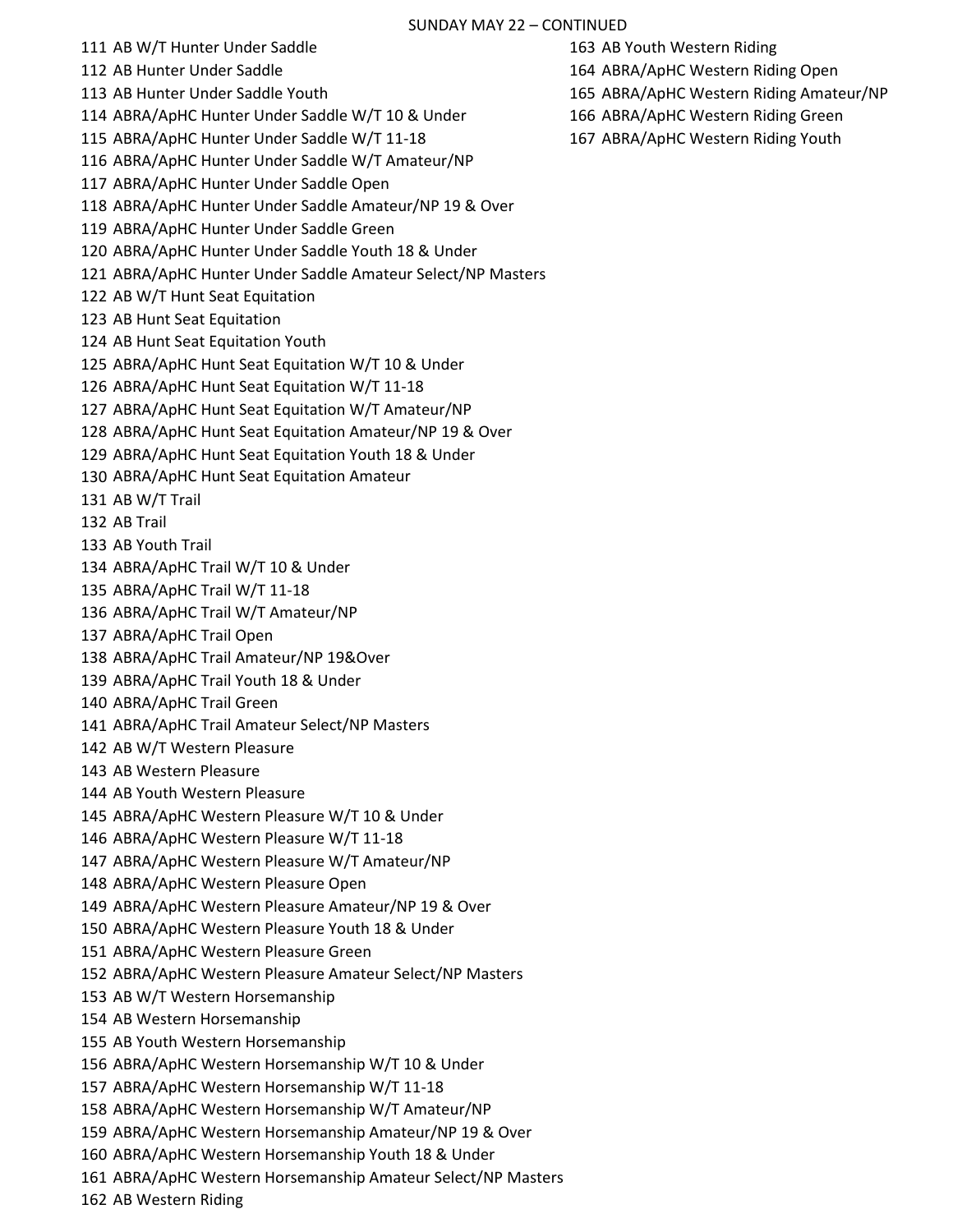SUNDAY MAY 22 – CONTINUED

111 AB W/T Hunter Under Saddle
112 AB Hunter Under Saddle
113 AB Hunter Under Saddle Youth
114 ABRA/ApHC Hunter Under Saddle W/T 10 & Under
115 ABRA/ApHC Hunter Under Saddle W/T 11-18
116 ABRA/ApHC Hunter Under Saddle W/T Amateur/NP
117 ABRA/ApHC Hunter Under Saddle Open
118 ABRA/ApHC Hunter Under Saddle Amateur/NP 19 & Over
119 ABRA/ApHC Hunter Under Saddle Green
120 ABRA/ApHC Hunter Under Saddle Youth 18 & Under
121 ABRA/ApHC Hunter Under Saddle Amateur Select/NP Masters
122 AB W/T Hunt Seat Equitation
123 AB Hunt Seat Equitation
124 AB Hunt Seat Equitation Youth
125 ABRA/ApHC Hunt Seat Equitation W/T 10 & Under
126 ABRA/ApHC Hunt Seat Equitation W/T 11-18
127 ABRA/ApHC Hunt Seat Equitation W/T Amateur/NP
128 ABRA/ApHC Hunt Seat Equitation Amateur/NP 19 & Over
129 ABRA/ApHC Hunt Seat Equitation Youth 18 & Under
130 ABRA/ApHC Hunt Seat Equitation Amateur
131 AB W/T Trail
132 AB Trail
133 AB Youth Trail
134 ABRA/ApHC Trail W/T 10 & Under
135 ABRA/ApHC Trail W/T 11-18
136 ABRA/ApHC Trail W/T Amateur/NP
137 ABRA/ApHC Trail Open
138 ABRA/ApHC Trail Amateur/NP 19&Over
139 ABRA/ApHC Trail Youth 18 & Under
140 ABRA/ApHC Trail Green
141 ABRA/ApHC Trail Amateur Select/NP Masters
142 AB W/T Western Pleasure
143 AB Western Pleasure
144 AB Youth Western Pleasure
145 ABRA/ApHC Western Pleasure W/T 10 & Under
146 ABRA/ApHC Western Pleasure W/T 11-18
147 ABRA/ApHC Western Pleasure W/T Amateur/NP
148 ABRA/ApHC Western Pleasure Open
149 ABRA/ApHC Western Pleasure Amateur/NP 19 & Over
150 ABRA/ApHC Western Pleasure Youth 18 & Under
151 ABRA/ApHC Western Pleasure Green
152 ABRA/ApHC Western Pleasure Amateur Select/NP Masters
153 AB W/T Western Horsemanship
154 AB Western Horsemanship
155 AB Youth Western Horsemanship
156 ABRA/ApHC Western Horsemanship W/T 10 & Under
157 ABRA/ApHC Western Horsemanship W/T 11-18
158 ABRA/ApHC Western Horsemanship W/T Amateur/NP
159 ABRA/ApHC Western Horsemanship Amateur/NP 19 & Over
160 ABRA/ApHC Western Horsemanship Youth 18 & Under
161 ABRA/ApHC Western Horsemanship Amateur Select/NP Masters
162 AB Western Riding
163 AB Youth Western Riding
164 ABRA/ApHC Western Riding Open
165 ABRA/ApHC Western Riding Amateur/NP
166 ABRA/ApHC Western Riding Green
167 ABRA/ApHC Western Riding Youth